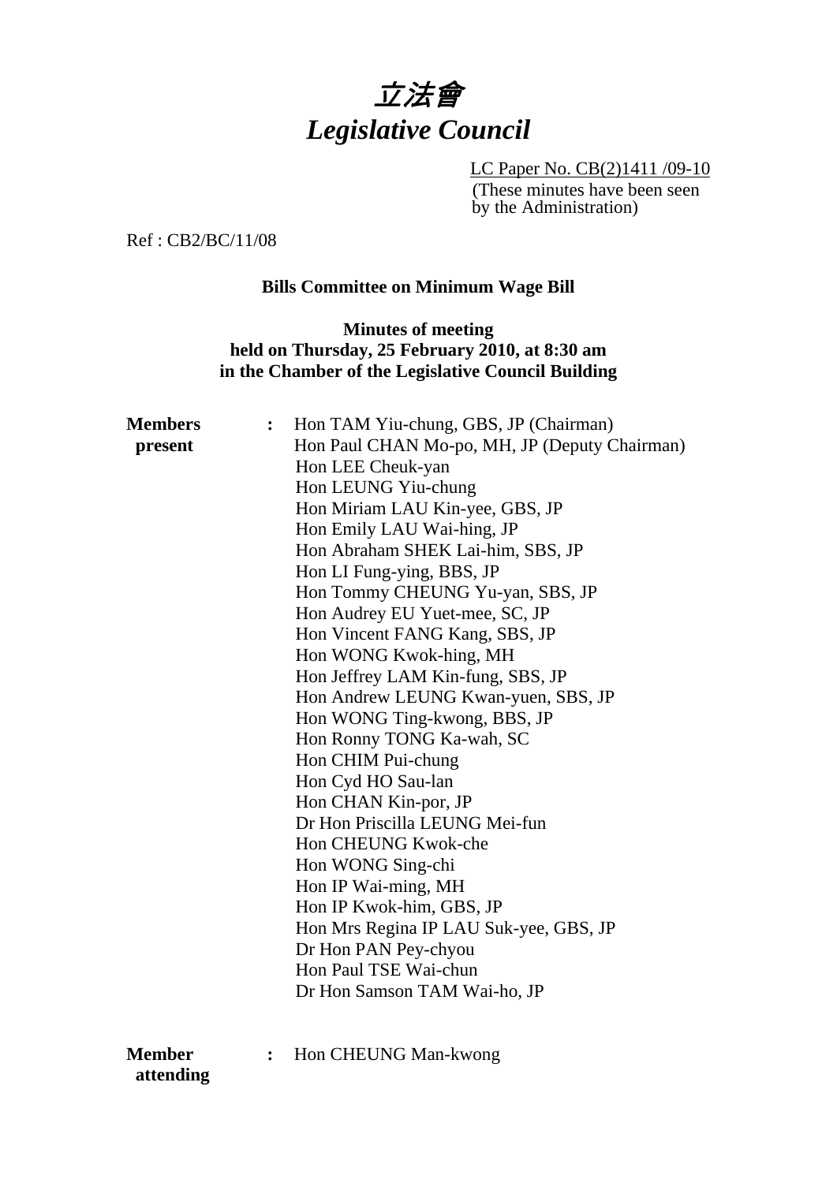# 立法會
# *Legislative Council*

LC Paper No. CB(2)1411 /09-10
(These minutes have been seen by the Administration)

Ref : CB2/BC/11/08

**Bills Committee on Minimum Wage Bill**

**Minutes of meeting held on Thursday, 25 February 2010, at 8:30 am in the Chamber of the Legislative Council Building**

**Members present** :
Hon TAM Yiu-chung, GBS, JP (Chairman)
Hon Paul CHAN Mo-po, MH, JP (Deputy Chairman)
Hon LEE Cheuk-yan
Hon LEUNG Yiu-chung
Hon Miriam LAU Kin-yee, GBS, JP
Hon Emily LAU Wai-hing, JP
Hon Abraham SHEK Lai-him, SBS, JP
Hon LI Fung-ying, BBS, JP
Hon Tommy CHEUNG Yu-yan, SBS, JP
Hon Audrey EU Yuet-mee, SC, JP
Hon Vincent FANG Kang, SBS, JP
Hon WONG Kwok-hing, MH
Hon Jeffrey LAM Kin-fung, SBS, JP
Hon Andrew LEUNG Kwan-yuen, SBS, JP
Hon WONG Ting-kwong, BBS, JP
Hon Ronny TONG Ka-wah, SC
Hon CHIM Pui-chung
Hon Cyd HO Sau-lan
Hon CHAN Kin-por, JP
Dr Hon Priscilla LEUNG Mei-fun
Hon CHEUNG Kwok-che
Hon WONG Sing-chi
Hon IP Wai-ming, MH
Hon IP Kwok-him, GBS, JP
Hon Mrs Regina IP LAU Suk-yee, GBS, JP
Dr Hon PAN Pey-chyou
Hon Paul TSE Wai-chun
Dr Hon Samson TAM Wai-ho, JP

**Member attending** :
Hon CHEUNG Man-kwong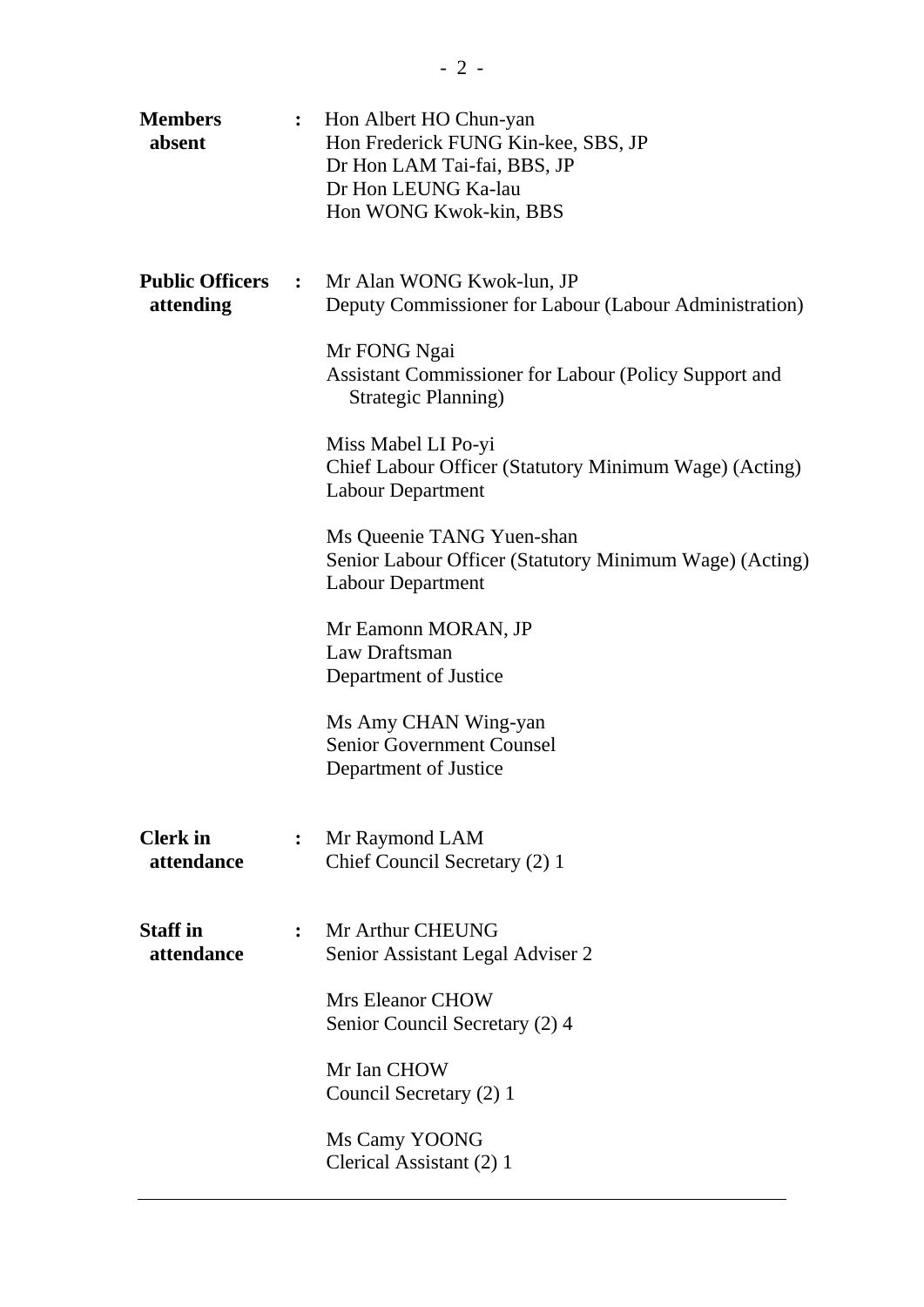| | | |
|---|---|---|
| **Members absent** | : | Hon Albert HO Chun-yan<br>Hon Frederick FUNG Kin-kee, SBS, JP<br>Dr Hon LAM Tai-fai, BBS, JP<br>Dr Hon LEUNG Ka-lau<br>Hon WONG Kwok-kin, BBS |
| **Public Officers attending** | : | Mr Alan WONG Kwok-lun, JP<br>Deputy Commissioner for Labour (Labour Administration)<br><br>Mr FONG Ngai<br>Assistant Commissioner for Labour (Policy Support and Strategic Planning)<br><br>Miss Mabel LI Po-yi<br>Chief Labour Officer (Statutory Minimum Wage) (Acting)<br>Labour Department<br><br>Ms Queenie TANG Yuen-shan<br>Senior Labour Officer (Statutory Minimum Wage) (Acting)<br>Labour Department<br><br>Mr Eamonn MORAN, JP<br>Law Draftsman<br>Department of Justice<br><br>Ms Amy CHAN Wing-yan<br>Senior Government Counsel<br>Department of Justice |
| **Clerk in attendance** | : | Mr Raymond LAM<br>Chief Council Secretary (2) 1 |
| **Staff in attendance** | : | Mr Arthur CHEUNG<br>Senior Assistant Legal Adviser 2<br><br>Mrs Eleanor CHOW<br>Senior Council Secretary (2) 4<br><br>Mr Ian CHOW<br>Council Secretary (2) 1<br><br>Ms Camy YOONG<br>Clerical Assistant (2) 1 |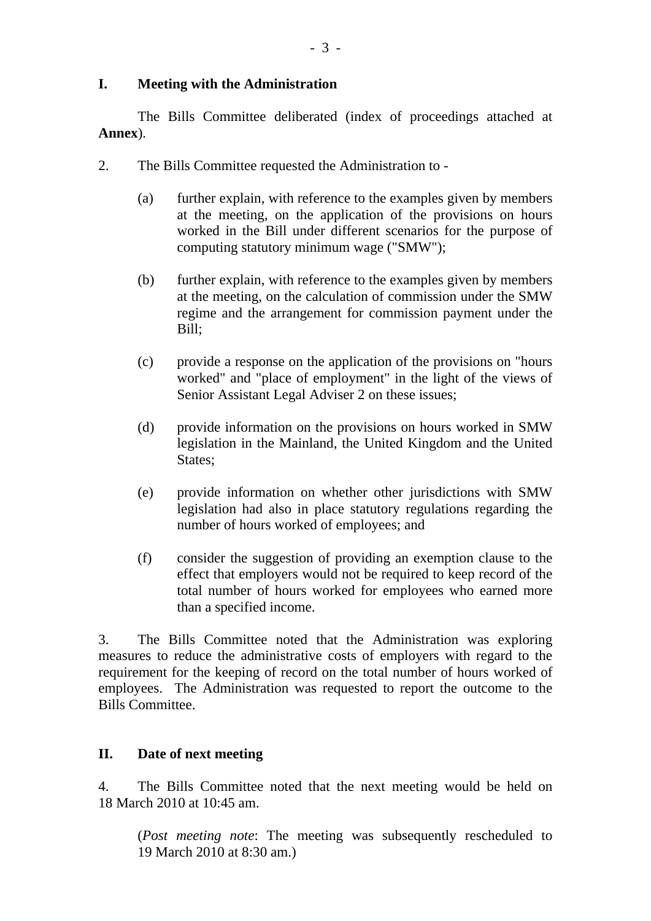## I. Meeting with the Administration

The Bills Committee deliberated (index of proceedings attached at **Annex**).

2. The Bills Committee requested the Administration to -

(a) further explain, with reference to the examples given by members at the meeting, on the application of the provisions on hours worked in the Bill under different scenarios for the purpose of computing statutory minimum wage ("SMW");

(b) further explain, with reference to the examples given by members at the meeting, on the calculation of commission under the SMW regime and the arrangement for commission payment under the Bill;

(c) provide a response on the application of the provisions on "hours worked" and "place of employment" in the light of the views of Senior Assistant Legal Adviser 2 on these issues;

(d) provide information on the provisions on hours worked in SMW legislation in the Mainland, the United Kingdom and the United States;

(e) provide information on whether other jurisdictions with SMW legislation had also in place statutory regulations regarding the number of hours worked of employees; and

(f) consider the suggestion of providing an exemption clause to the effect that employers would not be required to keep record of the total number of hours worked for employees who earned more than a specified income.

3. The Bills Committee noted that the Administration was exploring measures to reduce the administrative costs of employers with regard to the requirement for the keeping of record on the total number of hours worked of employees. The Administration was requested to report the outcome to the Bills Committee.

## II. Date of next meeting

4. The Bills Committee noted that the next meeting would be held on 18 March 2010 at 10:45 am.

(*Post meeting note*: The meeting was subsequently rescheduled to 19 March 2010 at 8:30 am.)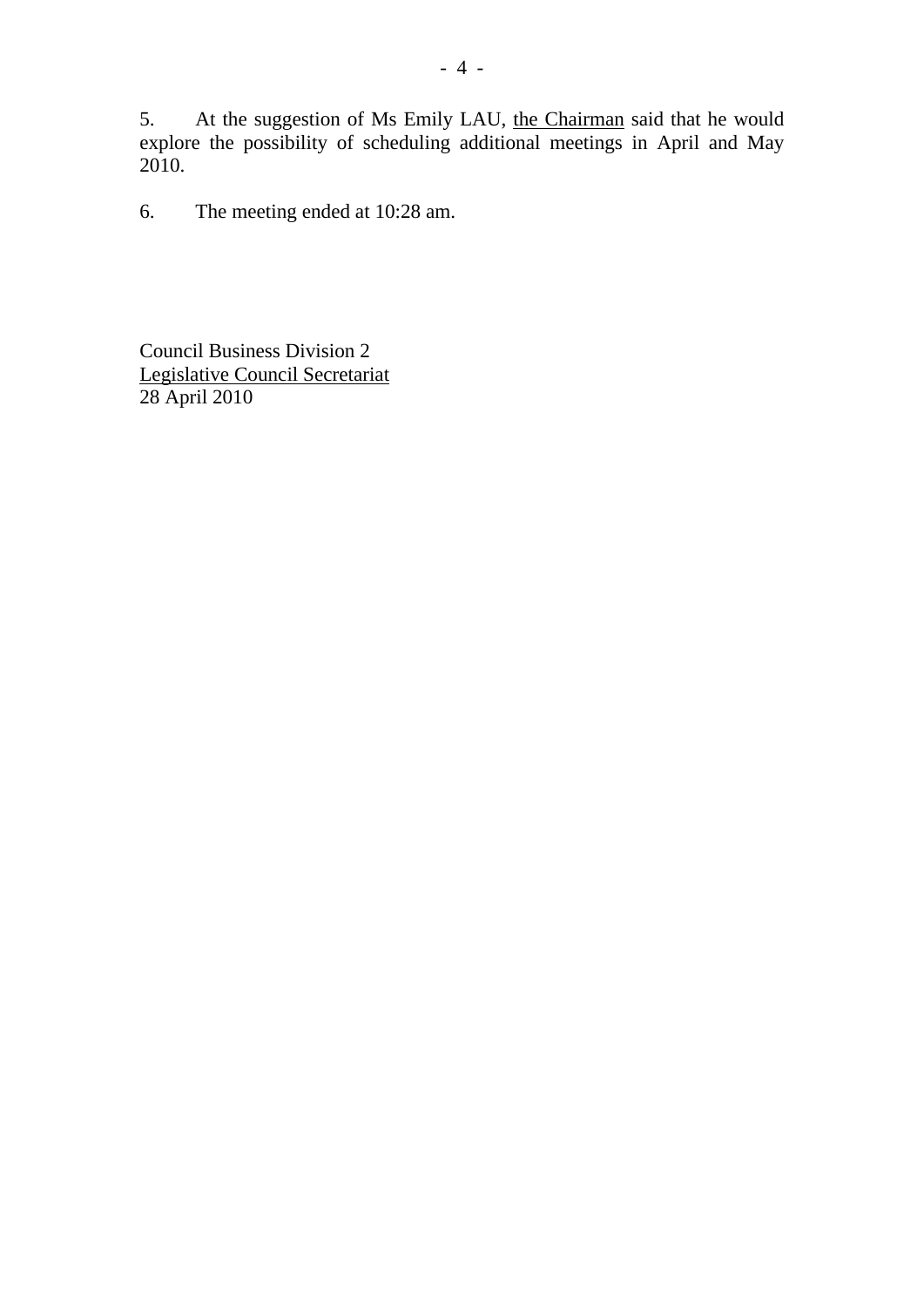5. At the suggestion of Ms Emily LAU, the Chairman said that he would explore the possibility of scheduling additional meetings in April and May 2010.

6. The meeting ended at 10:28 am.

Council Business Division 2
Legislative Council Secretariat
28 April 2010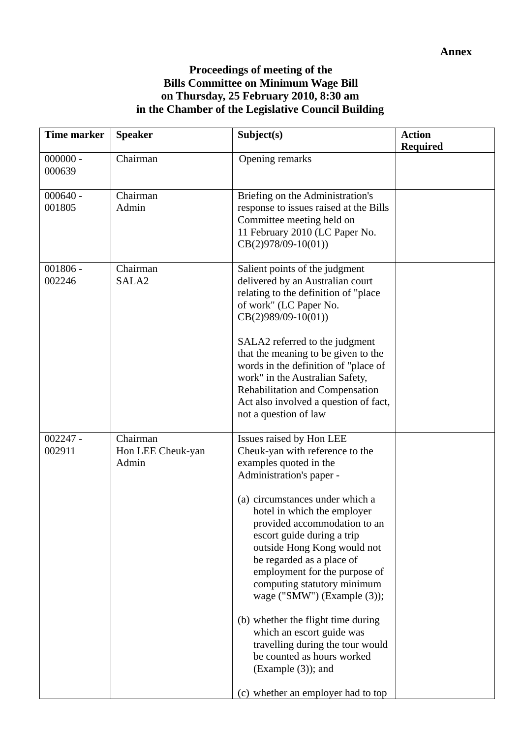**Annex**

**Proceedings of meeting of the**
**Bills Committee on Minimum Wage Bill**
**on Thursday, 25 February 2010, 8:30 am**
**in the Chamber of the Legislative Council Building**

| Time marker | Speaker | Subject(s) | Action Required |
|---|---|---|---|
| 000000 - 000639 | Chairman | Opening remarks | |
| 000640 - 001805 | Chairman<br>Admin | Briefing on the Administration's response to issues raised at the Bills Committee meeting held on 11 February 2010 (LC Paper No. CB(2)978/09-10(01)) | |
| 001806 - 002246 | Chairman<br>SALA2 | Salient points of the judgment delivered by an Australian court relating to the definition of "place of work" (LC Paper No. CB(2)989/09-10(01))<br><br>SALA2 referred to the judgment that the meaning to be given to the words in the definition of "place of work" in the Australian Safety, Rehabilitation and Compensation Act also involved a question of fact, not a question of law | |
| 002247 - 002911 | Chairman<br>Hon LEE Cheuk-yan<br>Admin | Issues raised by Hon LEE Cheuk-yan with reference to the examples quoted in the Administration's paper -<br><br>(a) circumstances under which a hotel in which the employer provided accommodation to an escort guide during a trip outside Hong Kong would not be regarded as a place of employment for the purpose of computing statutory minimum wage ("SMW") (Example (3));<br><br>(b) whether the flight time during which an escort guide was travelling during the tour would be counted as hours worked (Example (3)); and<br><br>(c) whether an employer had to top | |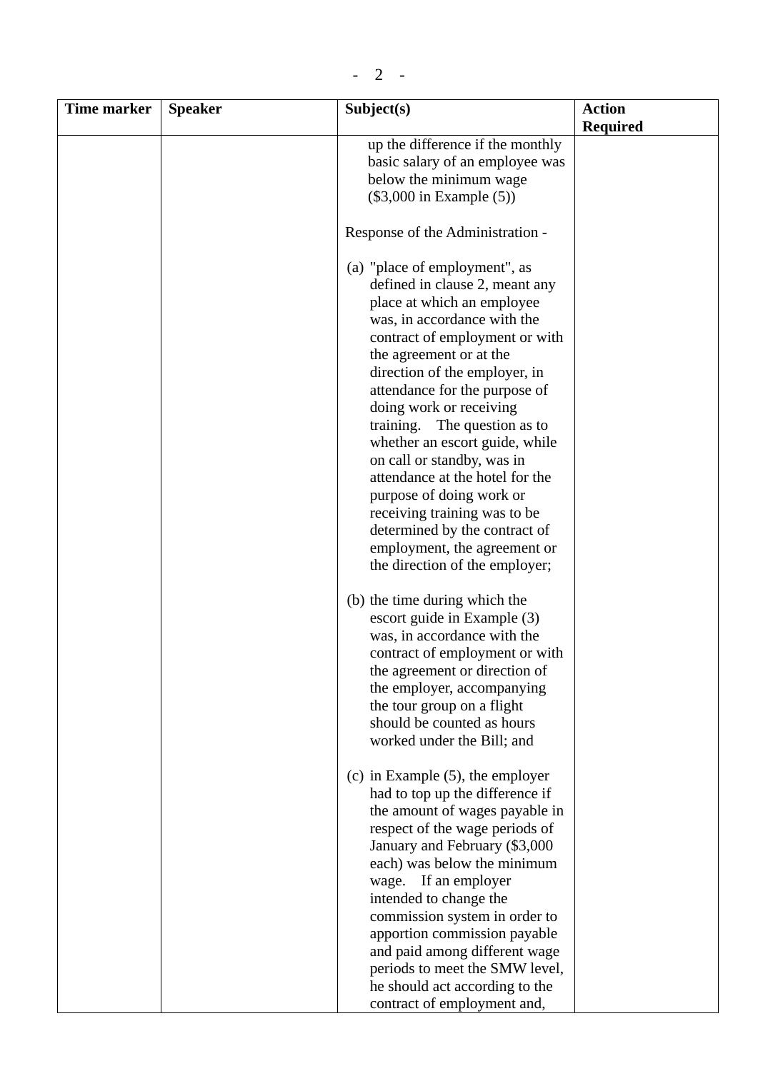| Time marker | Speaker | Subject(s) | Action Required |
|---|---|---|---|
| | | up the difference if the monthly basic salary of an employee was below the minimum wage ($3,000 in Example (5))<br><br>Response of the Administration -<br><br>(a) "place of employment", as defined in clause 2, meant any place at which an employee was, in accordance with the contract of employment or with the agreement or at the direction of the employer, in attendance for the purpose of doing work or receiving training. The question as to whether an escort guide, while on call or standby, was in attendance at the hotel for the purpose of doing work or receiving training was to be determined by the contract of employment, the agreement or the direction of the employer;<br><br>(b) the time during which the escort guide in Example (3) was, in accordance with the contract of employment or with the agreement or direction of the employer, accompanying the tour group on a flight should be counted as hours worked under the Bill; and<br><br>(c) in Example (5), the employer had to top up the difference if the amount of wages payable in respect of the wage periods of January and February ($3,000 each) was below the minimum wage. If an employer intended to change the commission system in order to apportion commission payable and paid among different wage periods to meet the SMW level, he should act according to the contract of employment and, | |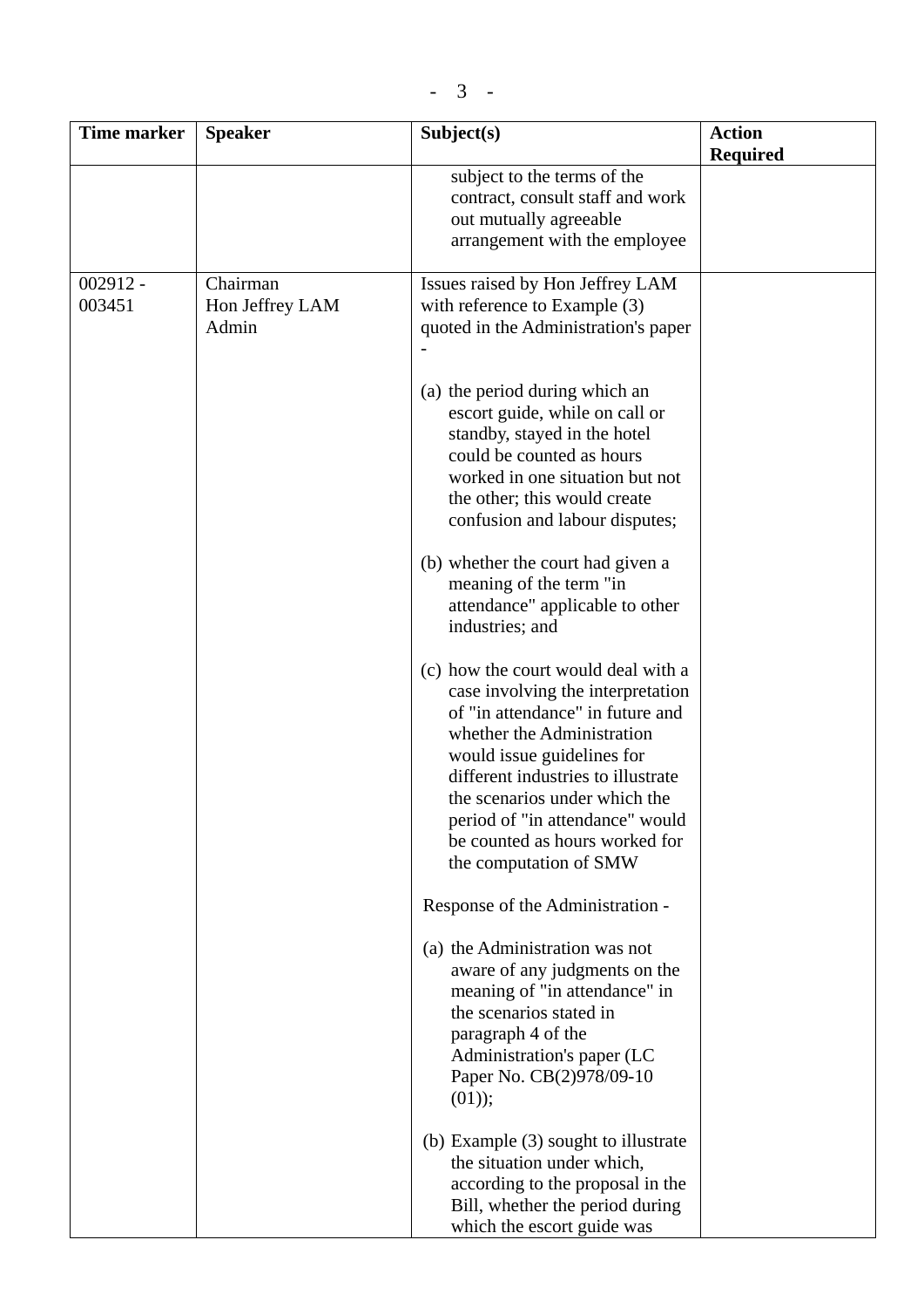| Time marker | Speaker | Subject(s) | Action Required |
|---|---|---|---|
| | | subject to the terms of the contract, consult staff and work out mutually agreeable arrangement with the employee | |
| 002912 - 003451 | Chairman<br>Hon Jeffrey LAM<br>Admin | Issues raised by Hon Jeffrey LAM with reference to Example (3) quoted in the Administration's paper -<br><br>(a) the period during which an escort guide, while on call or standby, stayed in the hotel could be counted as hours worked in one situation but not the other; this would create confusion and labour disputes;<br><br>(b) whether the court had given a meaning of the term "in attendance" applicable to other industries; and<br><br>(c) how the court would deal with a case involving the interpretation of "in attendance" in future and whether the Administration would issue guidelines for different industries to illustrate the scenarios under which the period of "in attendance" would be counted as hours worked for the computation of SMW<br><br>Response of the Administration -<br><br>(a) the Administration was not aware of any judgments on the meaning of "in attendance" in the scenarios stated in paragraph 4 of the Administration's paper (LC Paper No. CB(2)978/09-10 (01));<br><br>(b) Example (3) sought to illustrate the situation under which, according to the proposal in the Bill, whether the period during which the escort guide was | |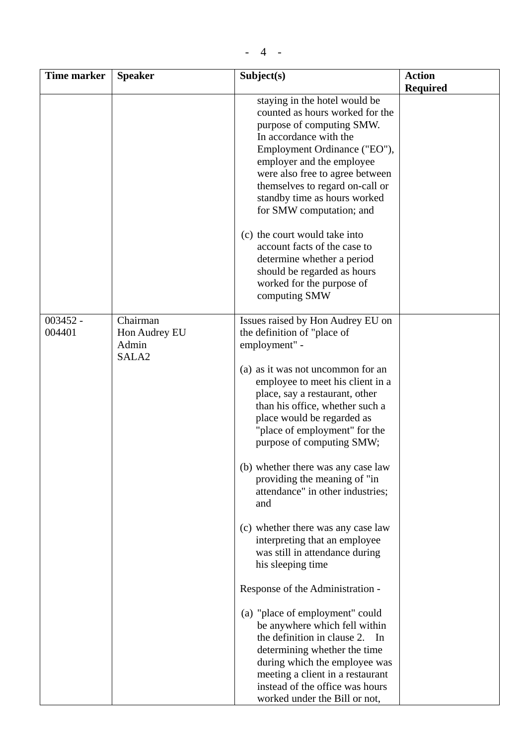| Time marker | Speaker | Subject(s) | Action Required |
|---|---|---|---|
| | | staying in the hotel would be counted as hours worked for the purpose of computing SMW. In accordance with the Employment Ordinance ("EO"), employer and the employee were also free to agree between themselves to regard on-call or standby time as hours worked for SMW computation; and<br><br>(c) the court would take into account facts of the case to determine whether a period should be regarded as hours worked for the purpose of computing SMW | |
| 003452 - 004401 | Chairman<br>Hon Audrey EU<br>Admin<br>SALA2 | Issues raised by Hon Audrey EU on the definition of "place of employment" -<br><br>(a) as it was not uncommon for an employee to meet his client in a place, say a restaurant, other than his office, whether such a place would be regarded as "place of employment" for the purpose of computing SMW;<br><br>(b) whether there was any case law providing the meaning of "in attendance" in other industries; and<br><br>(c) whether there was any case law interpreting that an employee was still in attendance during his sleeping time<br><br>Response of the Administration -<br><br>(a) "place of employment" could be anywhere which fell within the definition in clause 2. In determining whether the time during which the employee was meeting a client in a restaurant instead of the office was hours worked under the Bill or not, | |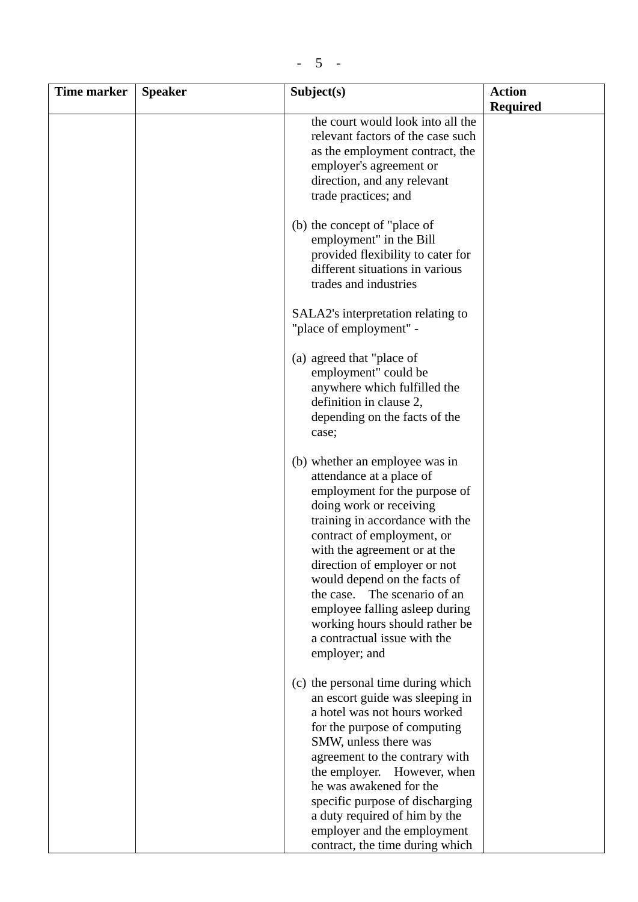| Time marker | Speaker | Subject(s) | Action Required |
|---|---|---|---|
| | | the court would look into all the relevant factors of the case such as the employment contract, the employer's agreement or direction, and any relevant trade practices; and<br><br>(b) the concept of "place of employment" in the Bill provided flexibility to cater for different situations in various trades and industries<br><br>SALA2's interpretation relating to "place of employment" -<br><br>(a) agreed that "place of employment" could be anywhere which fulfilled the definition in clause 2, depending on the facts of the case;<br><br>(b) whether an employee was in attendance at a place of employment for the purpose of doing work or receiving training in accordance with the contract of employment, or with the agreement or at the direction of employer or not would depend on the facts of the case. The scenario of an employee falling asleep during working hours should rather be a contractual issue with the employer; and<br><br>(c) the personal time during which an escort guide was sleeping in a hotel was not hours worked for the purpose of computing SMW, unless there was agreement to the contrary with the employer. However, when he was awakened for the specific purpose of discharging a duty required of him by the employer and the employment contract, the time during which | |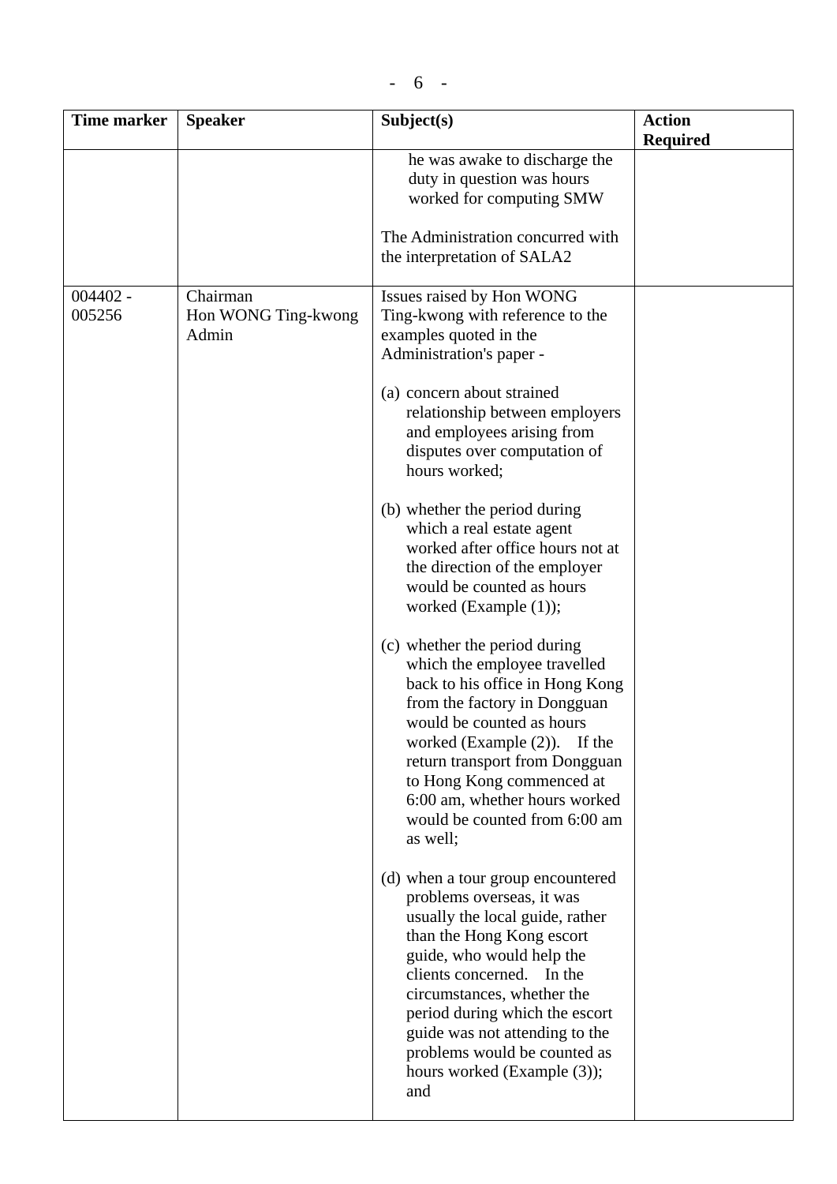| Time marker | Speaker | Subject(s) | Action Required |
|---|---|---|---|
| | | he was awake to discharge the duty in question was hours worked for computing SMW<br><br>The Administration concurred with the interpretation of SALA2 | |
| 004402 - 005256 | Chairman<br>Hon WONG Ting-kwong<br>Admin | Issues raised by Hon WONG Ting-kwong with reference to the examples quoted in the Administration's paper -<br><br>(a) concern about strained relationship between employers and employees arising from disputes over computation of hours worked;<br><br>(b) whether the period during which a real estate agent worked after office hours not at the direction of the employer would be counted as hours worked (Example (1));<br><br>(c) whether the period during which the employee travelled back to his office in Hong Kong from the factory in Dongguan would be counted as hours worked (Example (2)). If the return transport from Dongguan to Hong Kong commenced at 6:00 am, whether hours worked would be counted from 6:00 am as well;<br><br>(d) when a tour group encountered problems overseas, it was usually the local guide, rather than the Hong Kong escort guide, who would help the clients concerned. In the circumstances, whether the period during which the escort guide was not attending to the problems would be counted as hours worked (Example (3)); and | |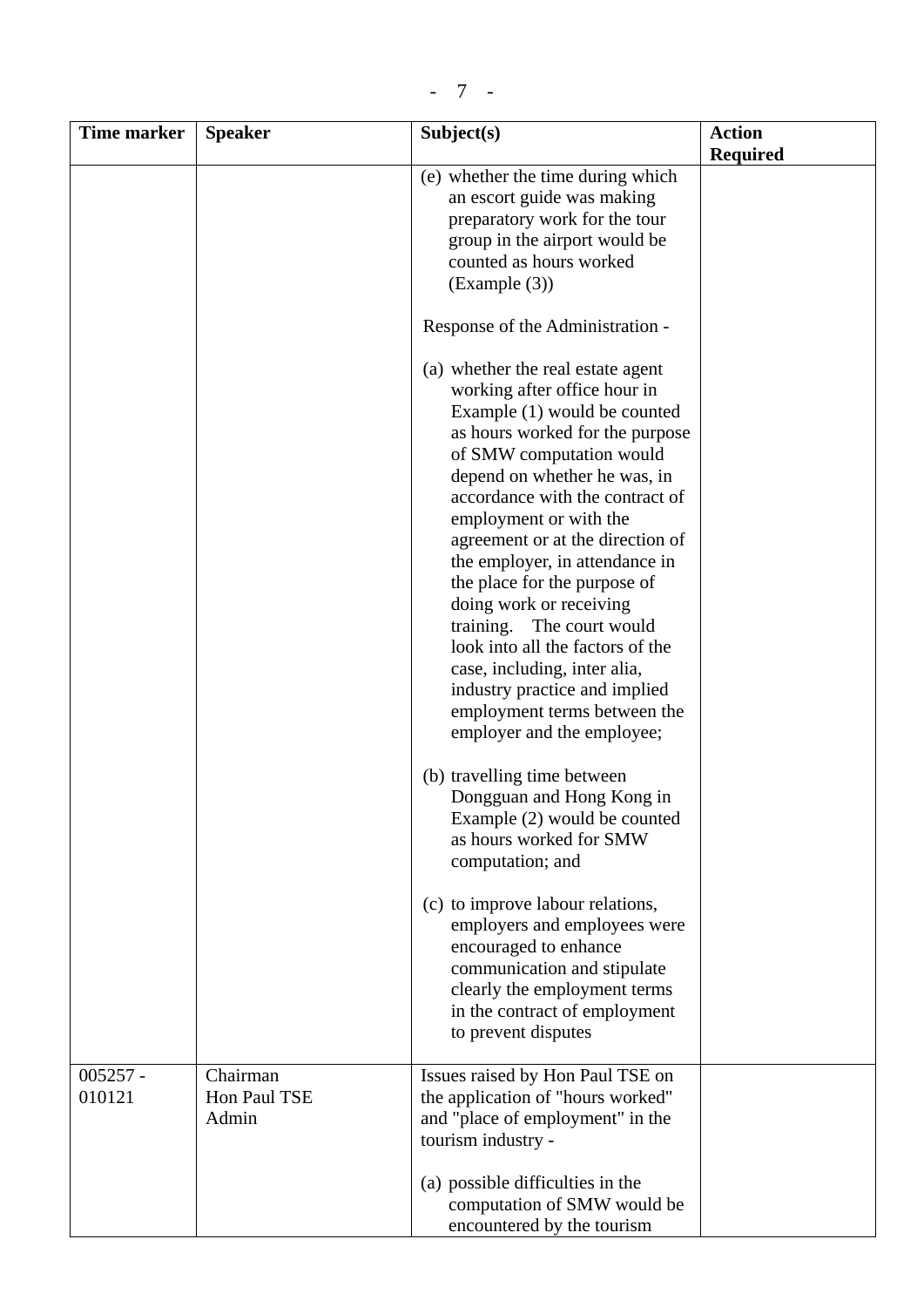| Time marker | Speaker | Subject(s) | Action Required |
|---|---|---|---|
| | | (e) whether the time during which an escort guide was making preparatory work for the tour group in the airport would be counted as hours worked (Example (3))<br><br>Response of the Administration -<br><br>(a) whether the real estate agent working after office hour in Example (1) would be counted as hours worked for the purpose of SMW computation would depend on whether he was, in accordance with the contract of employment or with the agreement or at the direction of the employer, in attendance in the place for the purpose of doing work or receiving training. The court would look into all the factors of the case, including, inter alia, industry practice and implied employment terms between the employer and the employee;<br><br>(b) travelling time between Dongguan and Hong Kong in Example (2) would be counted as hours worked for SMW computation; and<br><br>(c) to improve labour relations, employers and employees were encouraged to enhance communication and stipulate clearly the employment terms in the contract of employment to prevent disputes | |
| 005257 - 010121 | Chairman<br>Hon Paul TSE<br>Admin | Issues raised by Hon Paul TSE on the application of "hours worked" and "place of employment" in the tourism industry -<br><br>(a) possible difficulties in the computation of SMW would be encountered by the tourism | |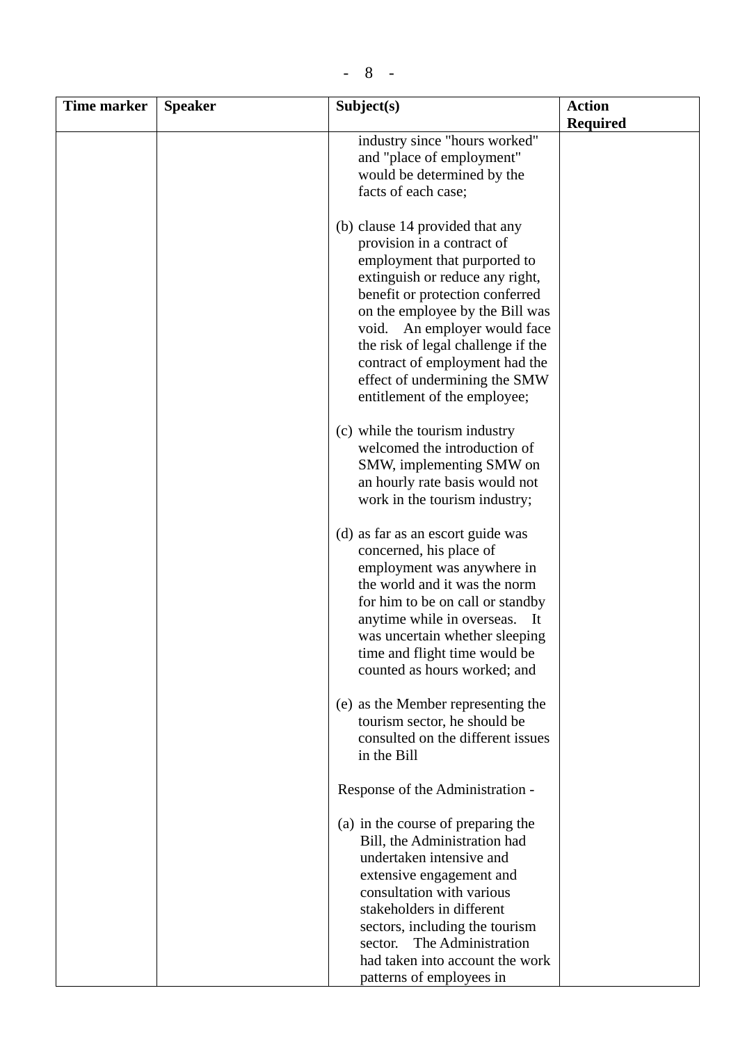| Time marker | Speaker | Subject(s) | Action Required |
|---|---|---|---|
| | | industry since "hours worked" and "place of employment" would be determined by the facts of each case;<br><br>(b) clause 14 provided that any provision in a contract of employment that purported to extinguish or reduce any right, benefit or protection conferred on the employee by the Bill was void. An employer would face the risk of legal challenge if the contract of employment had the effect of undermining the SMW entitlement of the employee;<br><br>(c) while the tourism industry welcomed the introduction of SMW, implementing SMW on an hourly rate basis would not work in the tourism industry;<br><br>(d) as far as an escort guide was concerned, his place of employment was anywhere in the world and it was the norm for him to be on call or standby anytime while in overseas. It was uncertain whether sleeping time and flight time would be counted as hours worked; and<br><br>(e) as the Member representing the tourism sector, he should be consulted on the different issues in the Bill<br><br>Response of the Administration -<br><br>(a) in the course of preparing the Bill, the Administration had undertaken intensive and extensive engagement and consultation with various stakeholders in different sectors, including the tourism sector. The Administration had taken into account the work patterns of employees in | |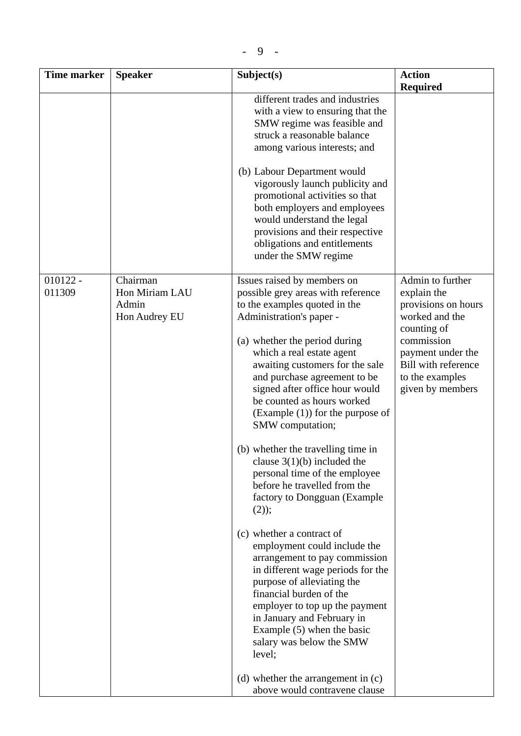| Time marker | Speaker | Subject(s) | Action Required |
|---|---|---|---|
| | | different trades and industries with a view to ensuring that the SMW regime was feasible and struck a reasonable balance among various interests; and<br><br>(b) Labour Department would vigorously launch publicity and promotional activities so that both employers and employees would understand the legal provisions and their respective obligations and entitlements under the SMW regime | |
| 010122 - 011309 | Chairman<br>Hon Miriam LAU<br>Admin<br>Hon Audrey EU | Issues raised by members on possible grey areas with reference to the examples quoted in the Administration's paper -<br><br>(a) whether the period during which a real estate agent awaiting customers for the sale and purchase agreement to be signed after office hour would be counted as hours worked (Example (1)) for the purpose of SMW computation;<br><br>(b) whether the travelling time in clause 3(1)(b) included the personal time of the employee before he travelled from the factory to Dongguan (Example (2));<br><br>(c) whether a contract of employment could include the arrangement to pay commission in different wage periods for the purpose of alleviating the financial burden of the employer to top up the payment in January and February in Example (5) when the basic salary was below the SMW level;<br><br>(d) whether the arrangement in (c) above would contravene clause | Admin to further explain the provisions on hours worked and the counting of commission payment under the Bill with reference to the examples given by members |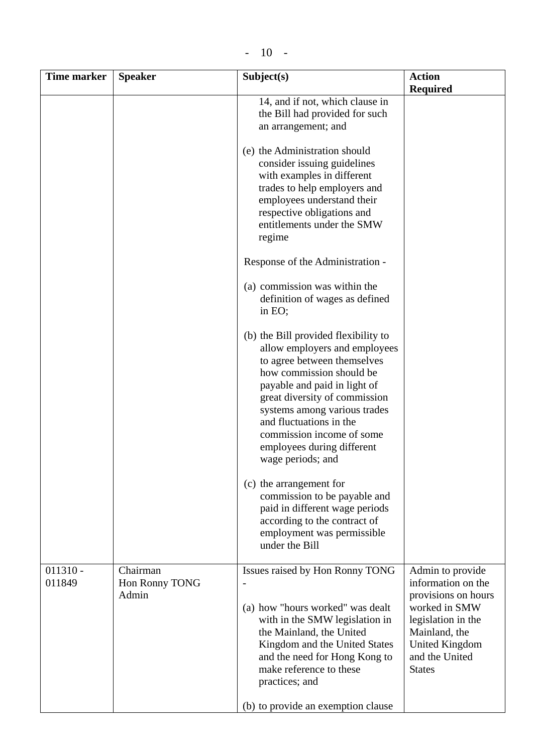| Time marker | Speaker | Subject(s) | Action Required |
|---|---|---|---|
| | | 14, and if not, which clause in the Bill had provided for such an arrangement; and<br><br>(e) the Administration should consider issuing guidelines with examples in different trades to help employers and employees understand their respective obligations and entitlements under the SMW regime<br><br>Response of the Administration -<br><br>(a) commission was within the definition of wages as defined in EO;<br><br>(b) the Bill provided flexibility to allow employers and employees to agree between themselves how commission should be payable and paid in light of great diversity of commission systems among various trades and fluctuations in the commission income of some employees during different wage periods; and<br><br>(c) the arrangement for commission to be payable and paid in different wage periods according to the contract of employment was permissible under the Bill | |
| 011310 - 011849 | Chairman<br>Hon Ronny TONG<br>Admin | Issues raised by Hon Ronny TONG -<br><br>(a) how "hours worked" was dealt with in the SMW legislation in the Mainland, the United Kingdom and the United States and the need for Hong Kong to make reference to these practices; and<br><br>(b) to provide an exemption clause | Admin to provide information on the provisions on hours worked in SMW legislation in the Mainland, the United Kingdom and the United States |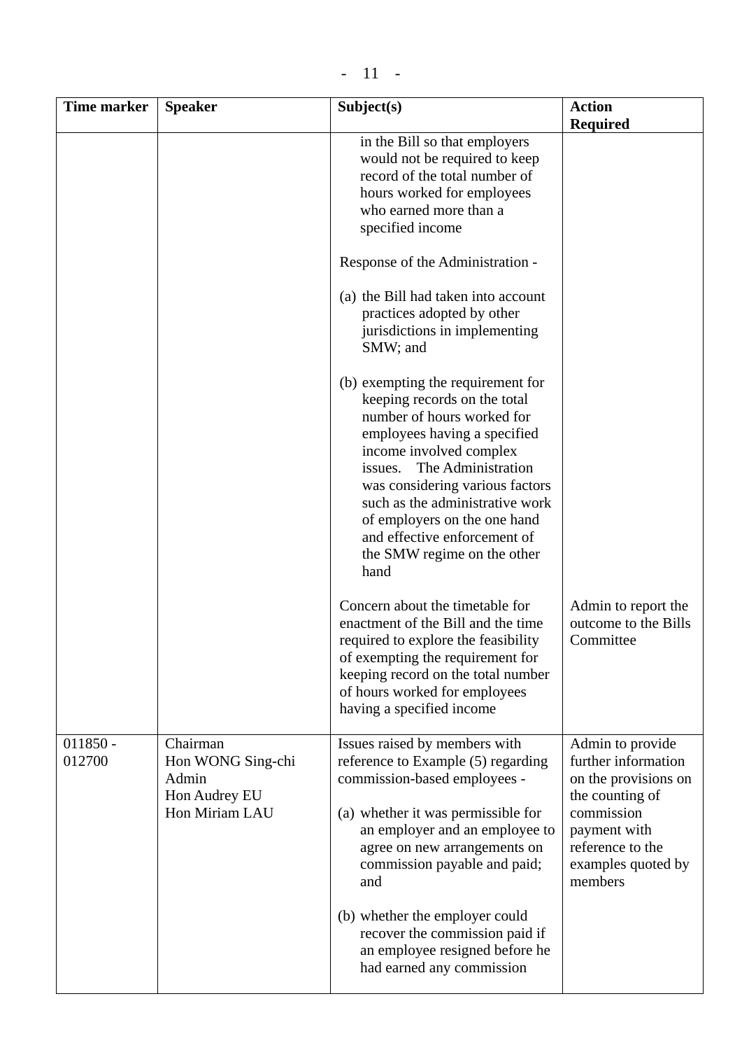| Time marker | Speaker | Subject(s) | Action Required |
|---|---|---|---|
| | | in the Bill so that employers would not be required to keep record of the total number of hours worked for employees who earned more than a specified income<br><br>Response of the Administration -<br><br>(a) the Bill had taken into account practices adopted by other jurisdictions in implementing SMW; and<br><br>(b) exempting the requirement for keeping records on the total number of hours worked for employees having a specified income involved complex issues. The Administration was considering various factors such as the administrative work of employers on the one hand and effective enforcement of the SMW regime on the other hand<br><br>Concern about the timetable for enactment of the Bill and the time required to explore the feasibility of exempting the requirement for keeping record on the total number of hours worked for employees having a specified income | Admin to report the outcome to the Bills Committee |
| 011850 - 012700 | Chairman<br>Hon WONG Sing-chi<br>Admin<br>Hon Audrey EU<br>Hon Miriam LAU | Issues raised by members with reference to Example (5) regarding commission-based employees -<br><br>(a) whether it was permissible for an employer and an employee to agree on new arrangements on commission payable and paid; and<br><br>(b) whether the employer could recover the commission paid if an employee resigned before he had earned any commission | Admin to provide further information on the provisions on the counting of commission payment with reference to the examples quoted by members |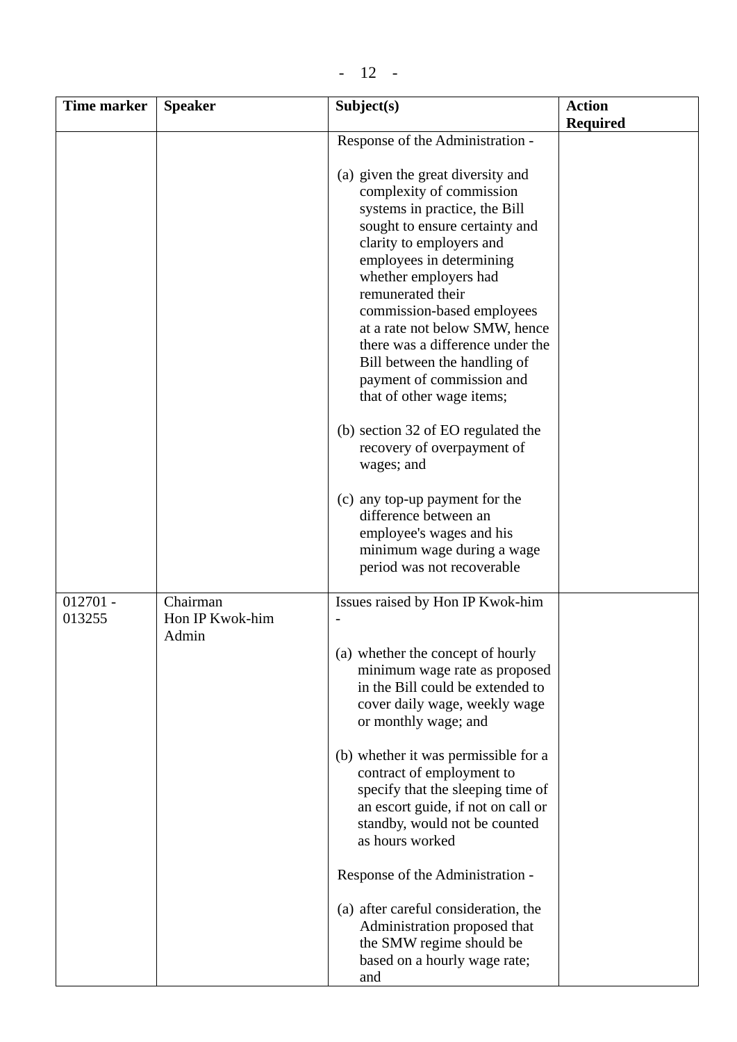| Time marker | Speaker | Subject(s) | Action Required |
|---|---|---|---|
| | | Response of the Administration -<br><br>(a) given the great diversity and complexity of commission systems in practice, the Bill sought to ensure certainty and clarity to employers and employees in determining whether employers had remunerated their commission-based employees at a rate not below SMW, hence there was a difference under the Bill between the handling of payment of commission and that of other wage items;<br><br>(b) section 32 of EO regulated the recovery of overpayment of wages; and<br><br>(c) any top-up payment for the difference between an employee's wages and his minimum wage during a wage period was not recoverable | |
| 012701 - 013255 | Chairman<br>Hon IP Kwok-him<br>Admin | Issues raised by Hon IP Kwok-him -<br><br>(a) whether the concept of hourly minimum wage rate as proposed in the Bill could be extended to cover daily wage, weekly wage or monthly wage; and<br><br>(b) whether it was permissible for a contract of employment to specify that the sleeping time of an escort guide, if not on call or standby, would not be counted as hours worked<br><br>Response of the Administration -<br><br>(a) after careful consideration, the Administration proposed that the SMW regime should be based on a hourly wage rate; and | |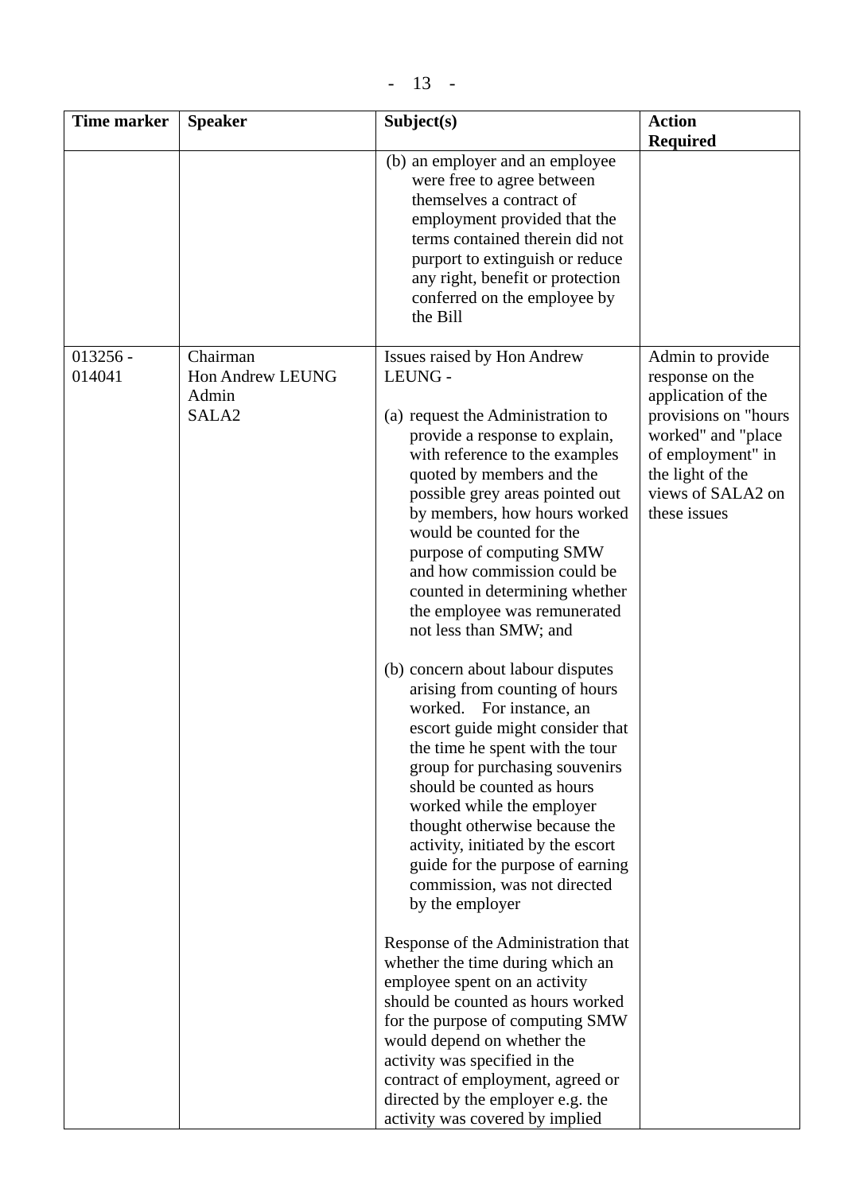| Time marker | Speaker | Subject(s) | Action Required |
|---|---|---|---|
| | | (b) an employer and an employee were free to agree between themselves a contract of employment provided that the terms contained therein did not purport to extinguish or reduce any right, benefit or protection conferred on the employee by the Bill | |
| 013256 - 014041 | Chairman<br>Hon Andrew LEUNG<br>Admin<br>SALA2 | Issues raised by Hon Andrew LEUNG -<br><br>(a) request the Administration to provide a response to explain, with reference to the examples quoted by members and the possible grey areas pointed out by members, how hours worked would be counted for the purpose of computing SMW and how commission could be counted in determining whether the employee was remunerated not less than SMW; and<br><br>(b) concern about labour disputes arising from counting of hours worked. For instance, an escort guide might consider that the time he spent with the tour group for purchasing souvenirs should be counted as hours worked while the employer thought otherwise because the activity, initiated by the escort guide for the purpose of earning commission, was not directed by the employer<br><br>Response of the Administration that whether the time during which an employee spent on an activity should be counted as hours worked for the purpose of computing SMW would depend on whether the activity was specified in the contract of employment, agreed or directed by the employer e.g. the activity was covered by implied | Admin to provide response on the application of the provisions on "hours worked" and "place of employment" in the light of the views of SALA2 on these issues |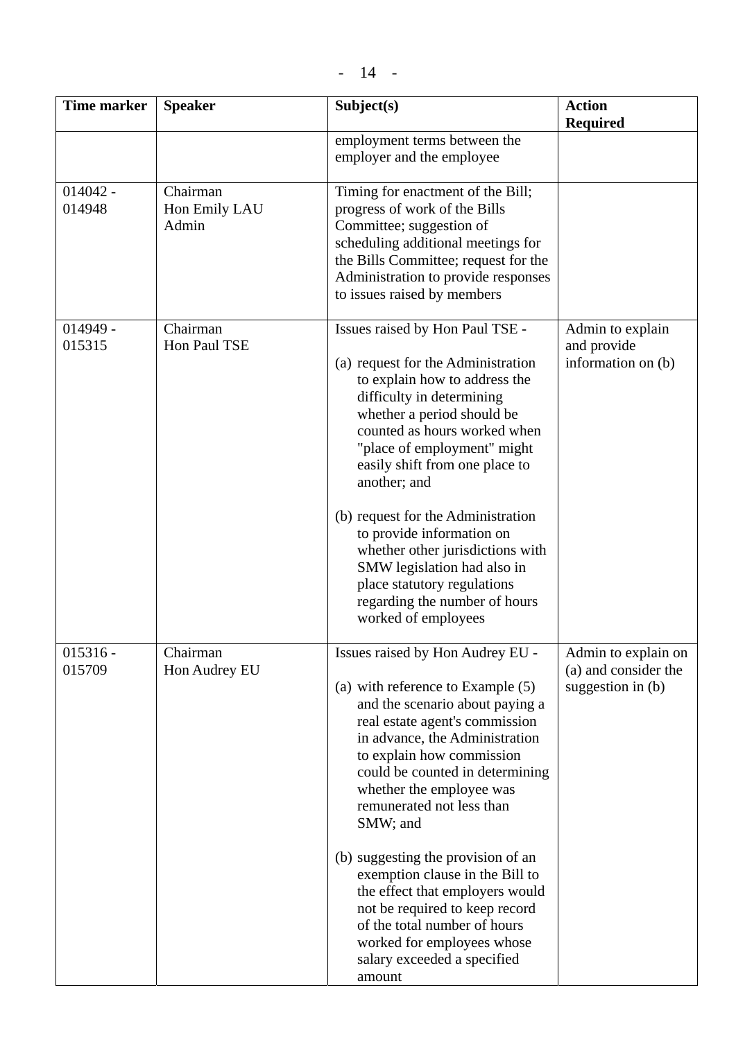| Time marker | Speaker | Subject(s) | Action Required |
|---|---|---|---|
| | | employment terms between the employer and the employee | |
| 014042 - 014948 | Chairman<br>Hon Emily LAU<br>Admin | Timing for enactment of the Bill; progress of work of the Bills Committee; suggestion of scheduling additional meetings for the Bills Committee; request for the Administration to provide responses to issues raised by members | |
| 014949 - 015315 | Chairman<br>Hon Paul TSE | Issues raised by Hon Paul TSE -<br><br>(a) request for the Administration to explain how to address the difficulty in determining whether a period should be counted as hours worked when "place of employment" might easily shift from one place to another; and<br><br>(b) request for the Administration to provide information on whether other jurisdictions with SMW legislation had also in place statutory regulations regarding the number of hours worked of employees | Admin to explain and provide information on (b) |
| 015316 - 015709 | Chairman<br>Hon Audrey EU | Issues raised by Hon Audrey EU -<br><br>(a) with reference to Example (5) and the scenario about paying a real estate agent's commission in advance, the Administration to explain how commission could be counted in determining whether the employee was remunerated not less than SMW; and<br><br>(b) suggesting the provision of an exemption clause in the Bill to the effect that employers would not be required to keep record of the total number of hours worked for employees whose salary exceeded a specified amount | Admin to explain on (a) and consider the suggestion in (b) |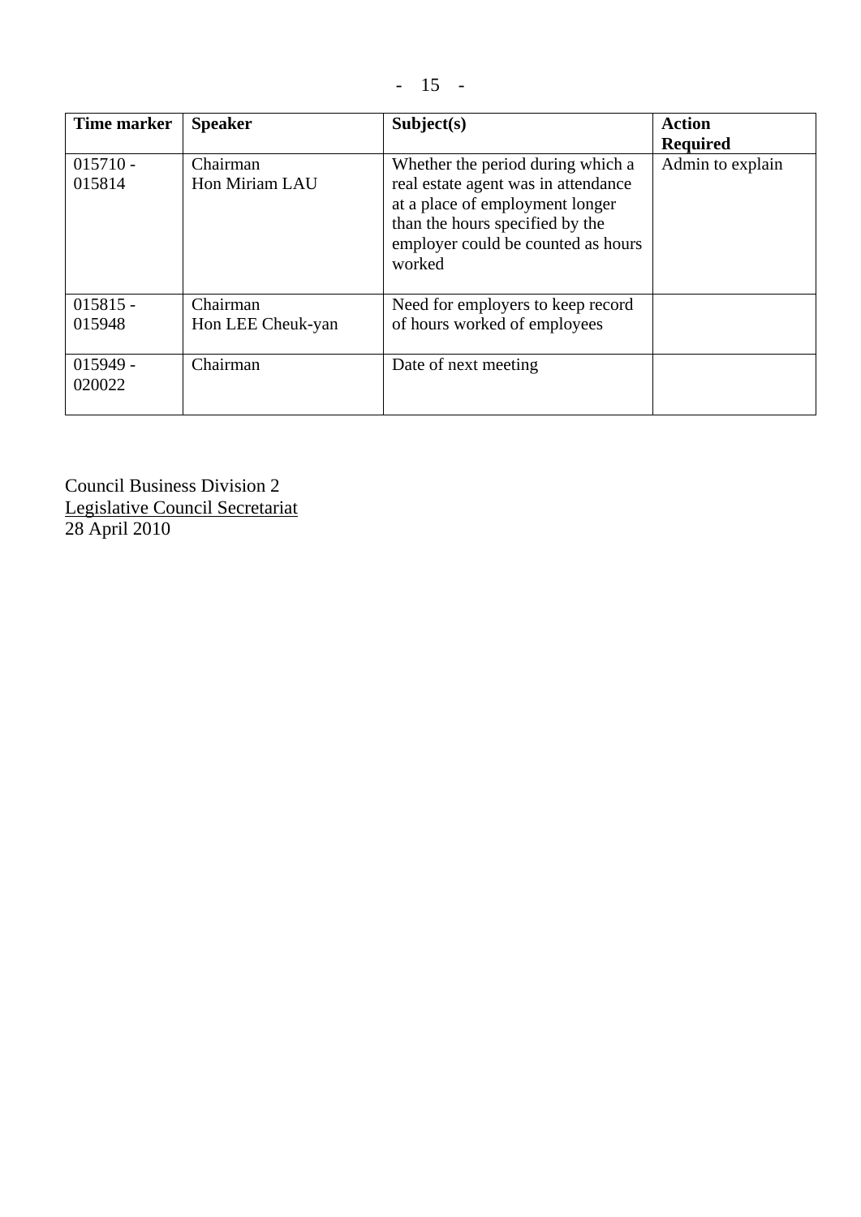| Time marker | Speaker | Subject(s) | Action Required |
|---|---|---|---|
| 015710 - 015814 | Chairman<br>Hon Miriam LAU | Whether the period during which a real estate agent was in attendance at a place of employment longer than the hours specified by the employer could be counted as hours worked | Admin to explain |
| 015815 - 015948 | Chairman<br>Hon LEE Cheuk-yan | Need for employers to keep record of hours worked of employees | |
| 015949 - 020022 | Chairman | Date of next meeting | |

Council Business Division 2
Legislative Council Secretariat
28 April 2010